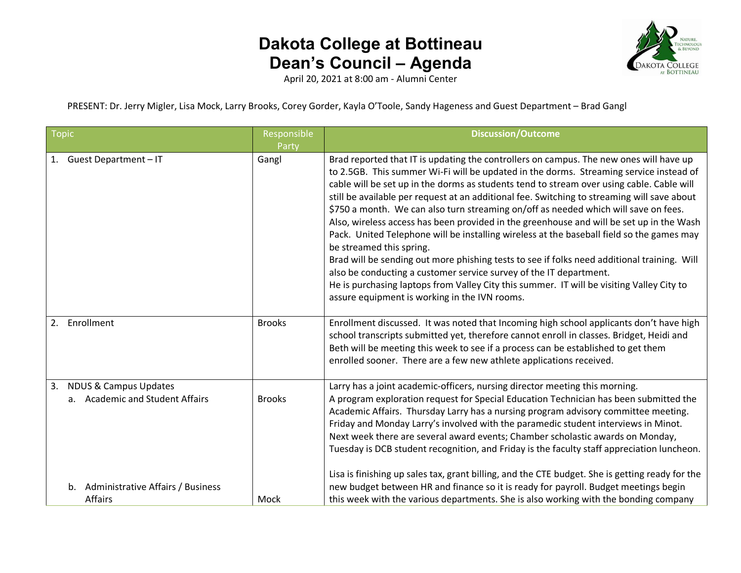# Dakota College at Bottineau
# Dean's Council – Agenda

April 20, 2021 at 8:00 am - Alumni Center

PRESENT: Dr. Jerry Migler, Lisa Mock, Larry Brooks, Corey Gorder, Kayla O'Toole, Sandy Hageness and Guest Department – Brad Gangl

| Topic | Responsible Party | Discussion/Outcome |
|---|---|---|
| 1. Guest Department – IT | Gangl | Brad reported that IT is updating the controllers on campus. The new ones will have up to 2.5GB. This summer Wi-Fi will be updated in the dorms. Streaming service instead of cable will be set up in the dorms as students tend to stream over using cable. Cable will still be available per request at an additional fee. Switching to streaming will save about $750 a month. We can also turn streaming on/off as needed which will save on fees. Also, wireless access has been provided in the greenhouse and will be set up in the Wash Pack. United Telephone will be installing wireless at the baseball field so the games may be streamed this spring.<br>Brad will be sending out more phishing tests to see if folks need additional training. Will also be conducting a customer service survey of the IT department.<br>He is purchasing laptops from Valley City this summer. IT will be visiting Valley City to assure equipment is working in the IVN rooms. |
| 2. Enrollment | Brooks | Enrollment discussed. It was noted that Incoming high school applicants don't have high school transcripts submitted yet, therefore cannot enroll in classes. Bridget, Heidi and Beth will be meeting this week to see if a process can be established to get them enrolled sooner. There are a few new athlete applications received. |
| 3. NDUS & Campus Updates<br>a. Academic and Student Affairs | Brooks | Larry has a joint academic-officers, nursing director meeting this morning.<br>A program exploration request for Special Education Technician has been submitted the Academic Affairs. Thursday Larry has a nursing program advisory committee meeting. Friday and Monday Larry's involved with the paramedic student interviews in Minot. Next week there are several award events; Chamber scholastic awards on Monday, Tuesday is DCB student recognition, and Friday is the faculty staff appreciation luncheon. |
| b. Administrative Affairs / Business Affairs | Mock | Lisa is finishing up sales tax, grant billing, and the CTE budget. She is getting ready for the new budget between HR and finance so it is ready for payroll. Budget meetings begin this week with the various departments. She is also working with the bonding company |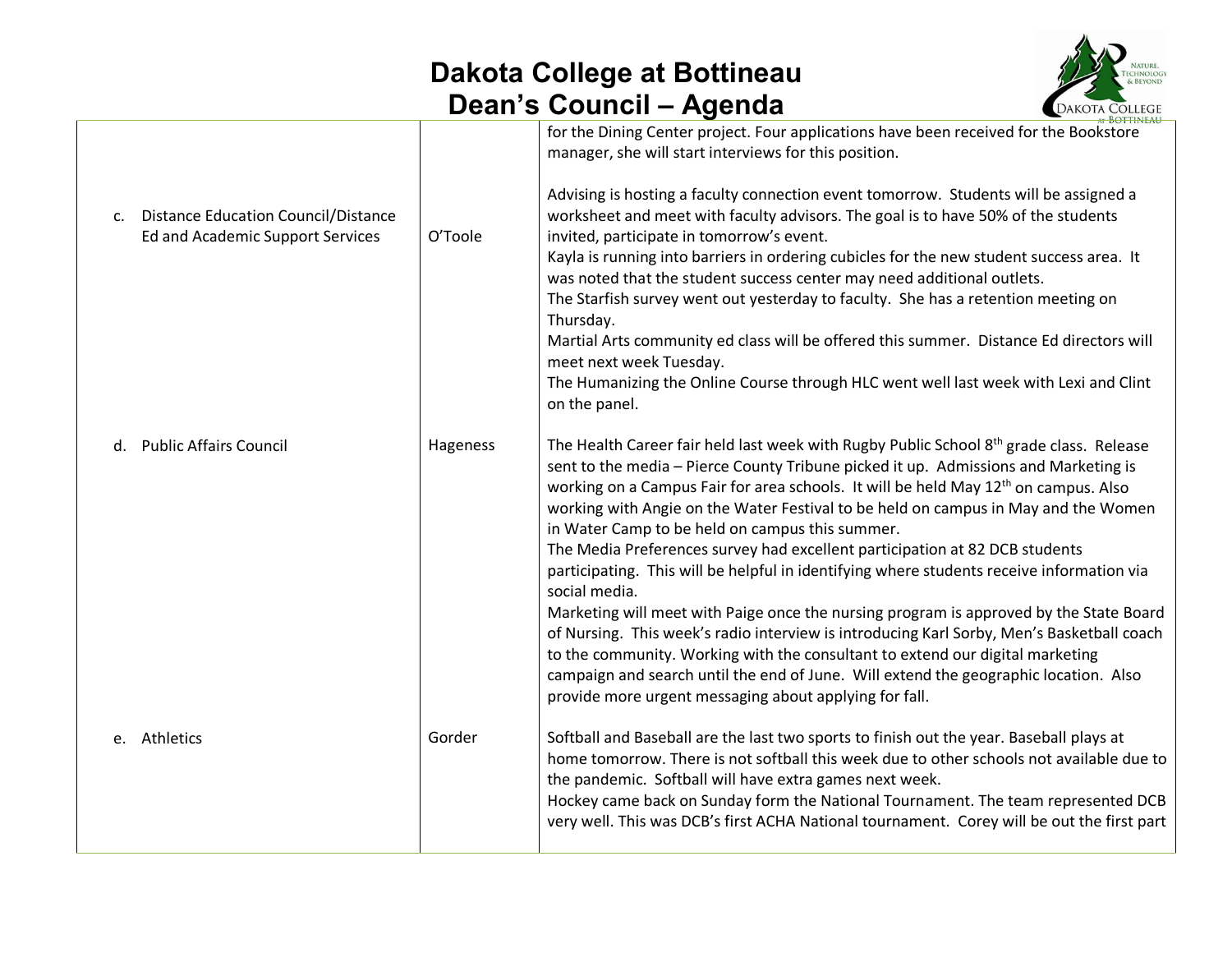# Dakota College at Bottineau
## Dean's Council – Agenda

| | | |
|---|---|---|
| | | for the Dining Center project. Four applications have been received for the Bookstore manager, she will start interviews for this position. |
| c. Distance Education Council/Distance Ed and Academic Support Services | O'Toole | Advising is hosting a faculty connection event tomorrow. Students will be assigned a worksheet and meet with faculty advisors. The goal is to have 50% of the students invited, participate in tomorrow's event.<br>Kayla is running into barriers in ordering cubicles for the new student success area. It was noted that the student success center may need additional outlets.<br>The Starfish survey went out yesterday to faculty. She has a retention meeting on Thursday.<br>Martial Arts community ed class will be offered this summer. Distance Ed directors will meet next week Tuesday.<br>The Humanizing the Online Course through HLC went well last week with Lexi and Clint on the panel. |
| d. Public Affairs Council | Hageness | The Health Career fair held last week with Rugby Public School 8th grade class. Release sent to the media – Pierce County Tribune picked it up. Admissions and Marketing is working on a Campus Fair for area schools. It will be held May 12th on campus. Also working with Angie on the Water Festival to be held on campus in May and the Women in Water Camp to be held on campus this summer.<br>The Media Preferences survey had excellent participation at 82 DCB students participating. This will be helpful in identifying where students receive information via social media.<br>Marketing will meet with Paige once the nursing program is approved by the State Board of Nursing. This week's radio interview is introducing Karl Sorby, Men's Basketball coach to the community. Working with the consultant to extend our digital marketing campaign and search until the end of June. Will extend the geographic location. Also provide more urgent messaging about applying for fall. |
| e. Athletics | Gorder | Softball and Baseball are the last two sports to finish out the year. Baseball plays at home tomorrow. There is not softball this week due to other schools not available due to the pandemic. Softball will have extra games next week.<br>Hockey came back on Sunday form the National Tournament. The team represented DCB very well. This was DCB's first ACHA National tournament. Corey will be out the first part |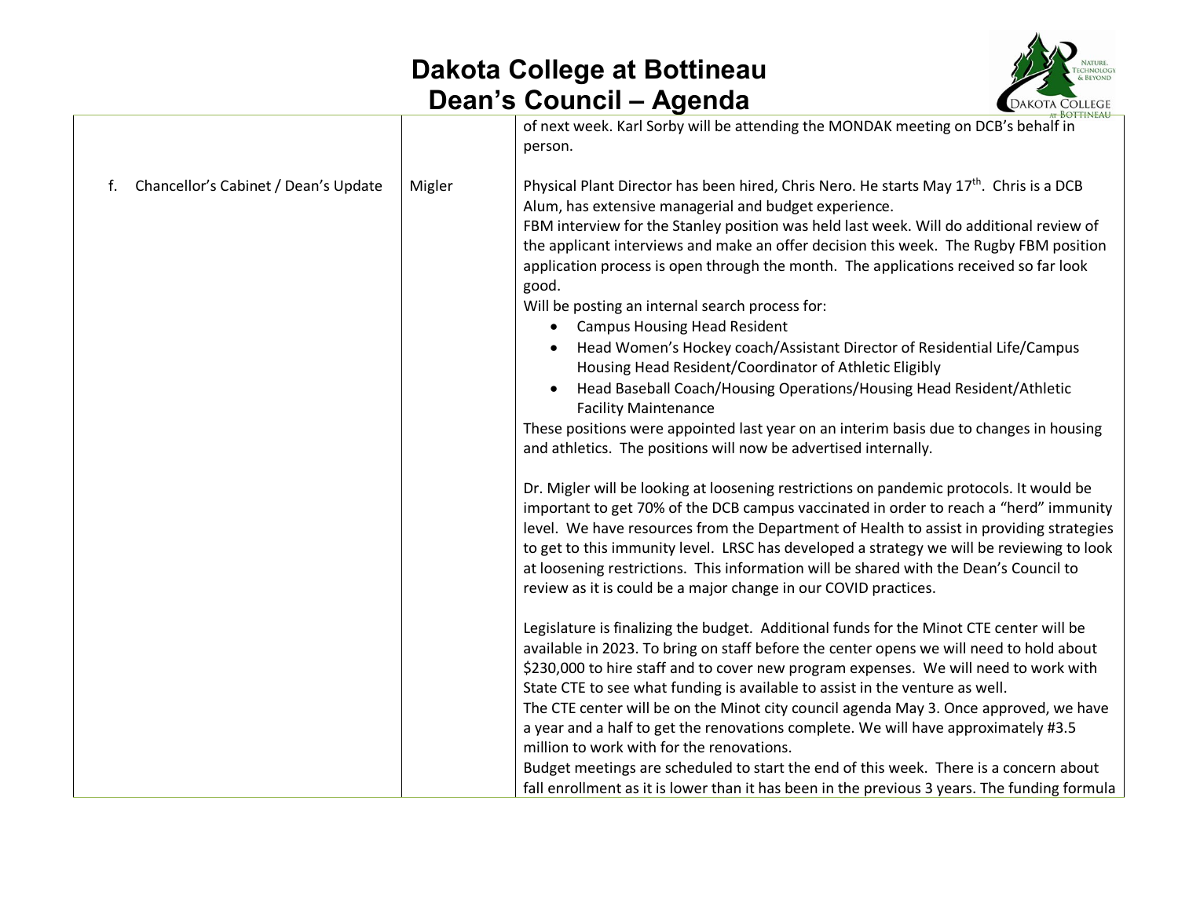| | | |
|---|---|---|
| | | of next week. Karl Sorby will be attending the MONDAK meeting on DCB's behalf in person. |
| f. Chancellor's Cabinet / Dean's Update | Migler | Physical Plant Director has been hired, Chris Nero. He starts May 17th. Chris is a DCB Alum, has extensive managerial and budget experience.<br>FBM interview for the Stanley position was held last week. Will do additional review of the applicant interviews and make an offer decision this week. The Rugby FBM position application process is open through the month. The applications received so far look good.<br>Will be posting an internal search process for:<br>• Campus Housing Head Resident<br>• Head Women's Hockey coach/Assistant Director of Residential Life/Campus Housing Head Resident/Coordinator of Athletic Eligibly<br>• Head Baseball Coach/Housing Operations/Housing Head Resident/Athletic Facility Maintenance<br>These positions were appointed last year on an interim basis due to changes in housing and athletics. The positions will now be advertised internally.<br><br>Dr. Migler will be looking at loosening restrictions on pandemic protocols. It would be important to get 70% of the DCB campus vaccinated in order to reach a "herd" immunity level. We have resources from the Department of Health to assist in providing strategies to get to this immunity level. LRSC has developed a strategy we will be reviewing to look at loosening restrictions. This information will be shared with the Dean's Council to review as it is could be a major change in our COVID practices.<br><br>Legislature is finalizing the budget. Additional funds for the Minot CTE center will be available in 2023. To bring on staff before the center opens we will need to hold about $230,000 to hire staff and to cover new program expenses. We will need to work with State CTE to see what funding is available to assist in the venture as well.<br>The CTE center will be on the Minot city council agenda May 3. Once approved, we have a year and a half to get the renovations complete. We will have approximately #3.5 million to work with for the renovations.<br>Budget meetings are scheduled to start the end of this week. There is a concern about fall enrollment as it is lower than it has been in the previous 3 years. The funding formula |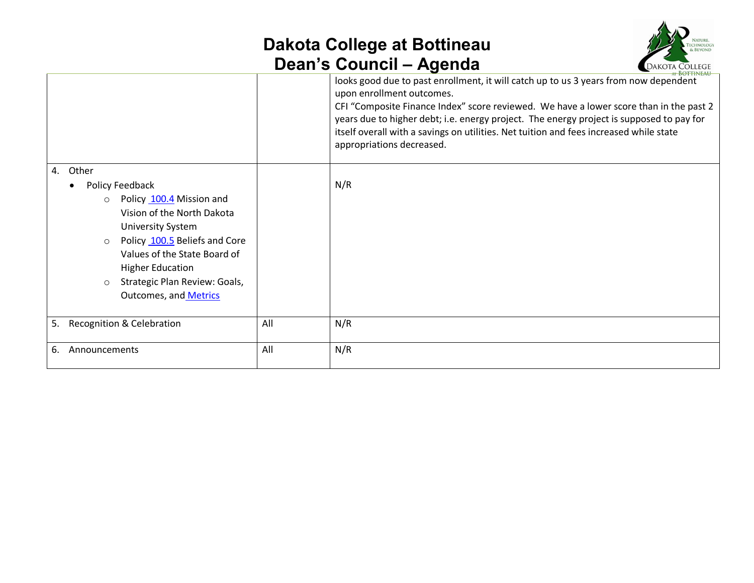# Dakota College at Bottineau
# Dean's Council – Agenda

| | | |
|---|---|---|
| | | looks good due to past enrollment, it will catch up to us 3 years from now dependent upon enrollment outcomes.<br>CFI "Composite Finance Index" score reviewed. We have a lower score than in the past 2 years due to higher debt; i.e. energy project. The energy project is supposed to pay for itself overall with a savings on utilities. Net tuition and fees increased while state appropriations decreased. |
| 4. Other<br>• Policy Feedback<br>○ Policy 100.4 Mission and Vision of the North Dakota University System<br>○ Policy 100.5 Beliefs and Core Values of the State Board of Higher Education<br>○ Strategic Plan Review: Goals, Outcomes, and Metrics | | N/R |
| 5. Recognition & Celebration | All | N/R |
| 6. Announcements | All | N/R |